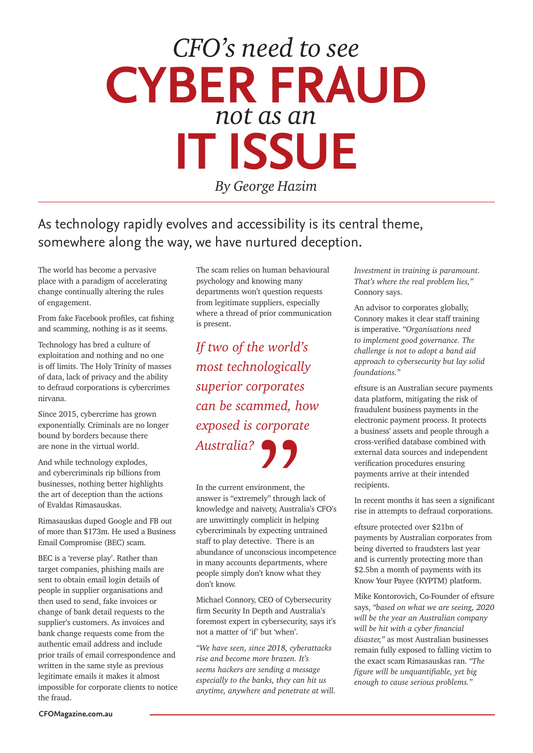# *CFO's need to see* CYBER FRAUD *not as an* IT ISSUE

*By George Hazim*

## As technology rapidly evolves and accessibility is its central theme, somewhere along the way, we have nurtured deception.

The world has become a pervasive place with a paradigm of accelerating change continually altering the rules of engagement.

From fake Facebook profiles, cat fishing and scamming, nothing is as it seems.

Technology has bred a culture of exploitation and nothing and no one is off limits. The Holy Trinity of masses of data, lack of privacy and the ability to defraud corporations is cybercrimes nirvana.

Since 2015, cybercrime has grown exponentially. Criminals are no longer bound by borders because there are none in the virtual world.

And while technology explodes, and cybercriminals rip billions from businesses, nothing better highlights the art of deception than the actions of Evaldas Rimasauskas.

Rimasauskas duped Google and FB out of more than $173m. He used a Business Email Compromise (BEC) scam.

BEC is a 'reverse play'. Rather than target companies, phishing mails are sent to obtain email login details of people in supplier organisations and then used to send, fake invoices or change of bank detail requests to the supplier's customers. As invoices and bank change requests come from the authentic email address and include prior trails of email correspondence and written in the same style as previous legitimate emails it makes it almost impossible for corporate clients to notice the fraud.

The scam relies on human behavioural psychology and knowing many departments won't question requests from legitimate suppliers, especially where a thread of prior communication is present.

> *If two of the world's most technologically superior corporates can be scammed, how exposed is corporate Australia?*

In the current environment, the answer is "extremely" through lack of knowledge and naivety, Australia's CFO's are unwittingly complicit in helping cybercriminals by expecting untrained staff to play detective. There is an abundance of unconscious incompetence in many accounts departments, where people simply don't know what they don't know.

Michael Connory, CEO of Cybersecurity firm Security In Depth and Australia's foremost expert in cybersecurity, says it's not a matter of 'if' but 'when'.

*"We have seen, since 2018, cyberattacks rise and become more brazen. It's seems hackers are sending a message especially to the banks, they can hit us anytime, anywhere and penetrate at will. Investment in training is paramount. That's where the real problem lies,"* Connory says.

An advisor to corporates globally, Connory makes it clear staff training is imperative. *"Organisations need to implement good governance. The challenge is not to adopt a band aid approach to cybersecurity but lay solid foundations."*

eftsure is an Australian secure payments data platform, mitigating the risk of fraudulent business payments in the electronic payment process. It protects a business' assets and people through a cross-verified database combined with external data sources and independent verification procedures ensuring payments arrive at their intended recipients.

In recent months it has seen a significant rise in attempts to defraud corporations.

eftsure protected over $21bn of payments by Australian corporates from being diverted to fraudsters last year and is currently protecting more than $2.5bn a month of payments with its Know Your Payee (KYPTM) platform.

Mike Kontorovich, Co-Founder of eftsure says, *"based on what we are seeing, 2020 will be the year an Australian company will be hit with a cyber financial disaster,"* as most Australian businesses remain fully exposed to falling victim to the exact scam Rimasauskas ran. *"The figure will be unquantifiable, yet big enough to cause serious problems."*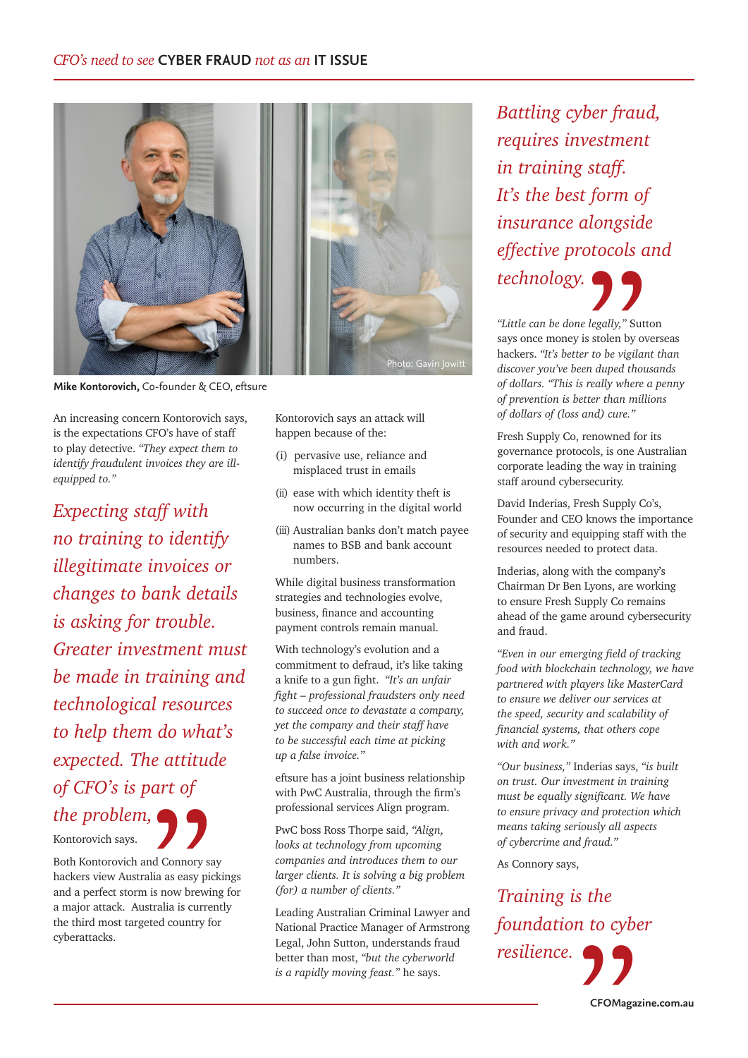Mike Kontorovich, Co-founder & CEO, eftsure

Photo: Gavin Jowitt

An increasing concern Kontorovich says, is the expectations CFO's have of staff to play detective. *"They expect them to identify fraudulent invoices they are ill-equipped to."*

> *Expecting staff with no training to identify illegitimate invoices or changes to bank details is asking for trouble. Greater investment must be made in training and technological resources to help them do what's expected. The attitude of CFO's is part of the problem,*

Kontorovich says.

Both Kontorovich and Connory say hackers view Australia as easy pickings and a perfect storm is now brewing for a major attack. Australia is currently the third most targeted country for cyberattacks.

Kontorovich says an attack will happen because of the:

(i) pervasive use, reliance and misplaced trust in emails

(ii) ease with which identity theft is now occurring in the digital world

(iii) Australian banks don't match payee names to BSB and bank account numbers.

While digital business transformation strategies and technologies evolve, business, finance and accounting payment controls remain manual.

With technology's evolution and a commitment to defraud, it's like taking a knife to a gun fight. *"It's an unfair fight – professional fraudsters only need to succeed once to devastate a company, yet the company and their staff have to be successful each time at picking up a false invoice."*

eftsure has a joint business relationship with PwC Australia, through the firm's professional services Align program.

PwC boss Ross Thorpe said, *"Align, looks at technology from upcoming companies and introduces them to our larger clients. It is solving a big problem (for) a number of clients."*

Leading Australian Criminal Lawyer and National Practice Manager of Armstrong Legal, John Sutton, understands fraud better than most, *"but the cyberworld is a rapidly moving feast."* he says.

> *Battling cyber fraud, requires investment in training staff. It's the best form of insurance alongside effective protocols and technology.*

*"Little can be done legally,"* Sutton says once money is stolen by overseas hackers. *"It's better to be vigilant than discover you've been duped thousands of dollars. "This is really where a penny of prevention is better than millions of dollars of (loss and) cure."*

Fresh Supply Co, renowned for its governance protocols, is one Australian corporate leading the way in training staff around cybersecurity.

David Inderias, Fresh Supply Co's, Founder and CEO knows the importance of security and equipping staff with the resources needed to protect data.

Inderias, along with the company's Chairman Dr Ben Lyons, are working to ensure Fresh Supply Co remains ahead of the game around cybersecurity and fraud.

*"Even in our emerging field of tracking food with blockchain technology, we have partnered with players like MasterCard to ensure we deliver our services at the speed, security and scalability of financial systems, that others cope with and work."*

*"Our business,"* Inderias says, *"is built on trust. Our investment in training must be equally significant. We have to ensure privacy and protection which means taking seriously all aspects of cybercrime and fraud."*

As Connory says,

> *Training is the foundation to cyber resilience.*